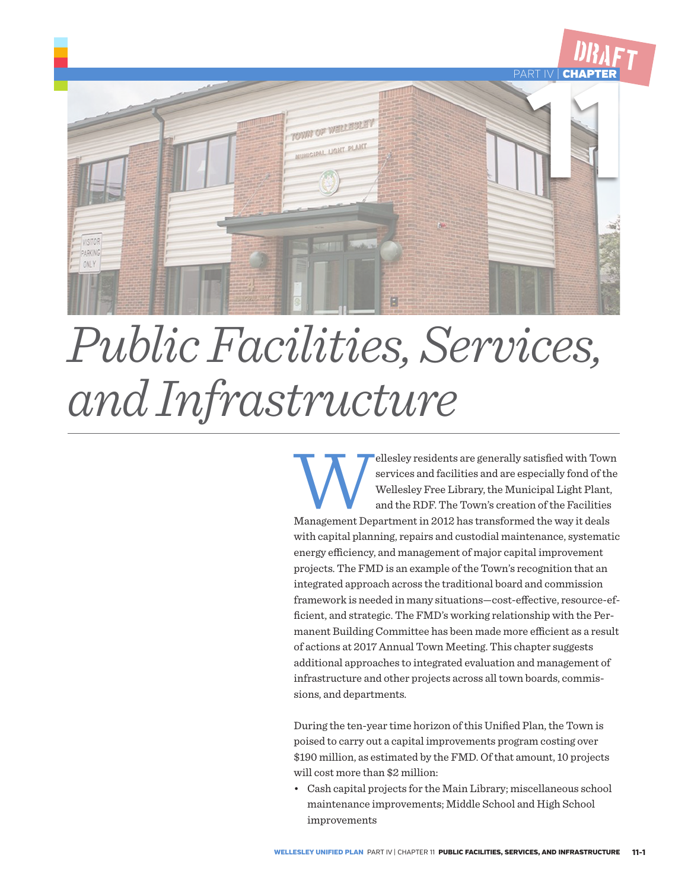DRAFT

PART IV | CHAPTER 11

# Public Facilities, Services, and Infrastructure

Wellesley residents are generally satisfied with Town services and facilities and are especially fond of the Wellesley Free Library, the Municipal Light Plant, and the RDF. The Town's creation of the Facilities Management Department in 2012 has transformed the way it deals with capital planning, repairs and custodial maintenance, systematic energy efficiency, and management of major capital improvement projects. The FMD is an example of the Town's recognition that an integrated approach across the traditional board and commission framework is needed in many situations—cost-effective, resource-efficient, and strategic. The FMD's working relationship with the Permanent Building Committee has been made more efficient as a result of actions at 2017 Annual Town Meeting. This chapter suggests additional approaches to integrated evaluation and management of infrastructure and other projects across all town boards, commissions, and departments.

During the ten-year time horizon of this Unified Plan, the Town is poised to carry out a capital improvements program costing over $190 million, as estimated by the FMD. Of that amount, 10 projects will cost more than $2 million:

- Cash capital projects for the Main Library; miscellaneous school maintenance improvements; Middle School and High School improvements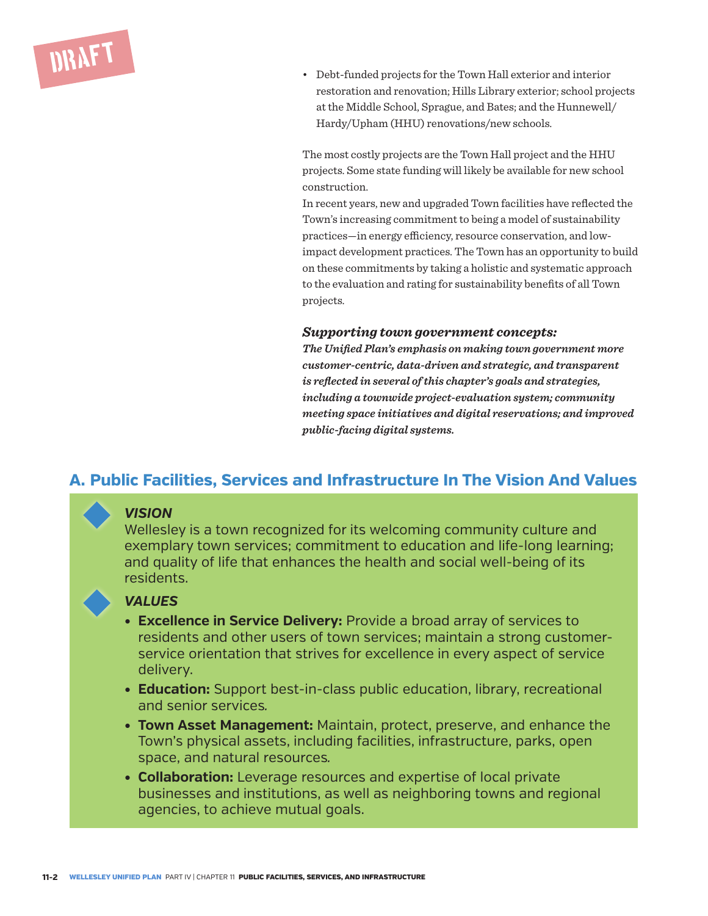DRAFT

- Debt-funded projects for the Town Hall exterior and interior restoration and renovation; Hills Library exterior; school projects at the Middle School, Sprague, and Bates; and the Hunnewell/Hardy/Upham (HHU) renovations/new schools.

The most costly projects are the Town Hall project and the HHU projects. Some state funding will likely be available for new school construction.

In recent years, new and upgraded Town facilities have reflected the Town's increasing commitment to being a model of sustainability practices—in energy efficiency, resource conservation, and low-impact development practices. The Town has an opportunity to build on these commitments by taking a holistic and systematic approach to the evaluation and rating for sustainability benefits of all Town projects.

***Supporting town government concepts:***
***The Unified Plan's emphasis on making town government more customer-centric, data-driven and strategic, and transparent is reflected in several of this chapter's goals and strategies, including a townwide project-evaluation system; community meeting space initiatives and digital reservations; and improved public-facing digital systems.***

## A. Public Facilities, Services and Infrastructure In The Vision And Values

### *VISION*

Wellesley is a town recognized for its welcoming community culture and exemplary town services; commitment to education and life-long learning; and quality of life that enhances the health and social well-being of its residents.

### *VALUES*

- **Excellence in Service Delivery:** Provide a broad array of services to residents and other users of town services; maintain a strong customer-service orientation that strives for excellence in every aspect of service delivery.
- **Education:** Support best-in-class public education, library, recreational and senior services.
- **Town Asset Management:** Maintain, protect, preserve, and enhance the Town's physical assets, including facilities, infrastructure, parks, open space, and natural resources.
- **Collaboration:** Leverage resources and expertise of local private businesses and institutions, as well as neighboring towns and regional agencies, to achieve mutual goals.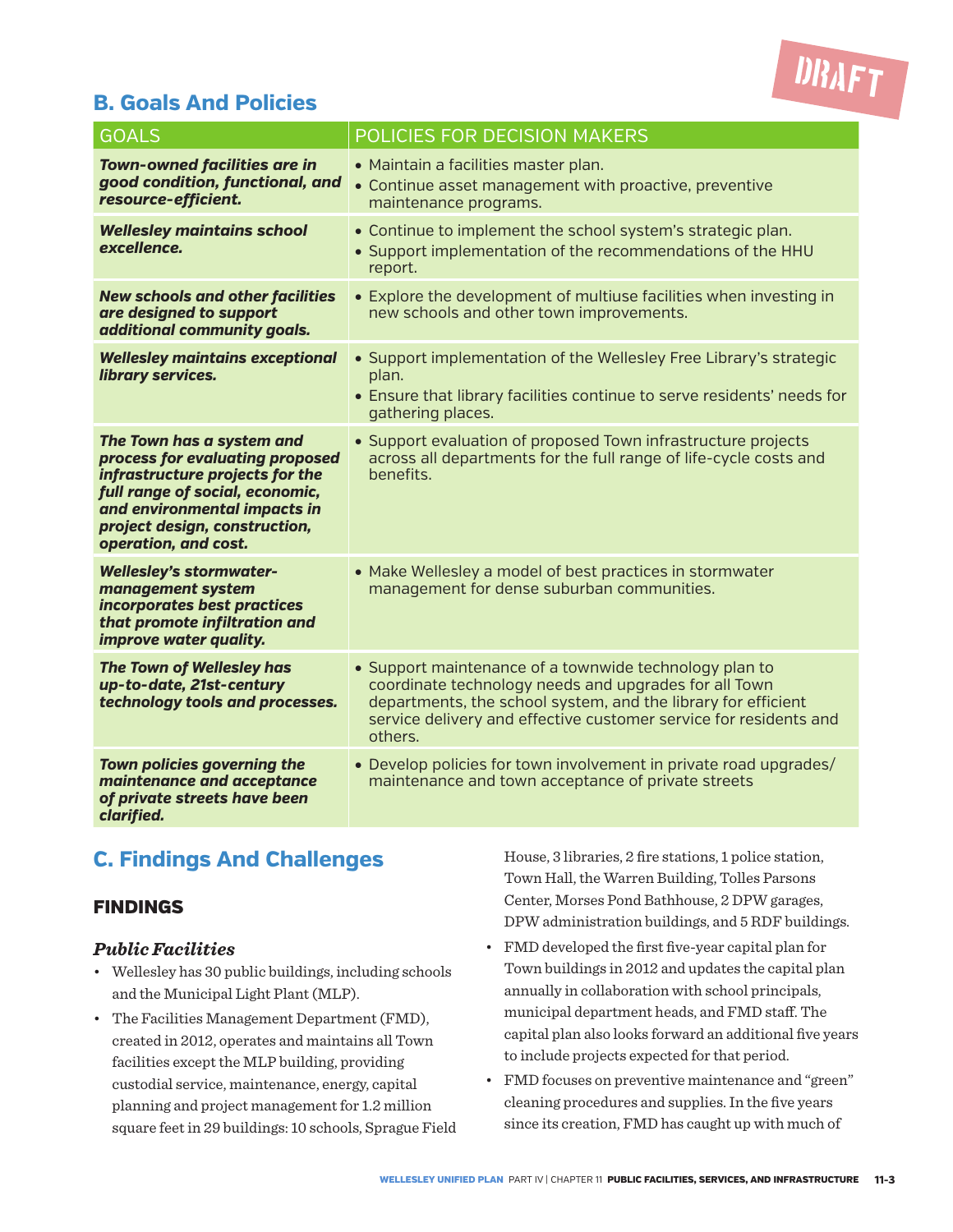## B. Goals And Policies

| GOALS | POLICIES FOR DECISION MAKERS |
|---|---|
| ***Town-owned facilities are in good condition, functional, and resource-efficient.*** | • Maintain a facilities master plan.<br>• Continue asset management with proactive, preventive maintenance programs. |
| ***Wellesley maintains school excellence.*** | • Continue to implement the school system's strategic plan.<br>• Support implementation of the recommendations of the HHU report. |
| ***New schools and other facilities are designed to support additional community goals.*** | • Explore the development of multiuse facilities when investing in new schools and other town improvements. |
| ***Wellesley maintains exceptional library services.*** | • Support implementation of the Wellesley Free Library's strategic plan.<br>• Ensure that library facilities continue to serve residents' needs for gathering places. |
| ***The Town has a system and process for evaluating proposed infrastructure projects for the full range of social, economic, and environmental impacts in project design, construction, operation, and cost.*** | • Support evaluation of proposed Town infrastructure projects across all departments for the full range of life-cycle costs and benefits. |
| ***Wellesley's stormwater-management system incorporates best practices that promote infiltration and improve water quality.*** | • Make Wellesley a model of best practices in stormwater management for dense suburban communities. |
| ***The Town of Wellesley has up-to-date, 21st-century technology tools and processes.*** | • Support maintenance of a townwide technology plan to coordinate technology needs and upgrades for all Town departments, the school system, and the library for efficient service delivery and effective customer service for residents and others. |
| ***Town policies governing the maintenance and acceptance of private streets have been clarified.*** | • Develop policies for town involvement in private road upgrades/ maintenance and town acceptance of private streets |

## C. Findings And Challenges

### FINDINGS

#### *Public Facilities*

- Wellesley has 30 public buildings, including schools and the Municipal Light Plant (MLP).
- The Facilities Management Department (FMD), created in 2012, operates and maintains all Town facilities except the MLP building, providing custodial service, maintenance, energy, capital planning and project management for 1.2 million square feet in 29 buildings: 10 schools, Sprague Field House, 3 libraries, 2 fire stations, 1 police station, Town Hall, the Warren Building, Tolles Parsons Center, Morses Pond Bathhouse, 2 DPW garages, DPW administration buildings, and 5 RDF buildings.
- FMD developed the first five-year capital plan for Town buildings in 2012 and updates the capital plan annually in collaboration with school principals, municipal department heads, and FMD staff. The capital plan also looks forward an additional five years to include projects expected for that period.
- FMD focuses on preventive maintenance and "green" cleaning procedures and supplies. In the five years since its creation, FMD has caught up with much of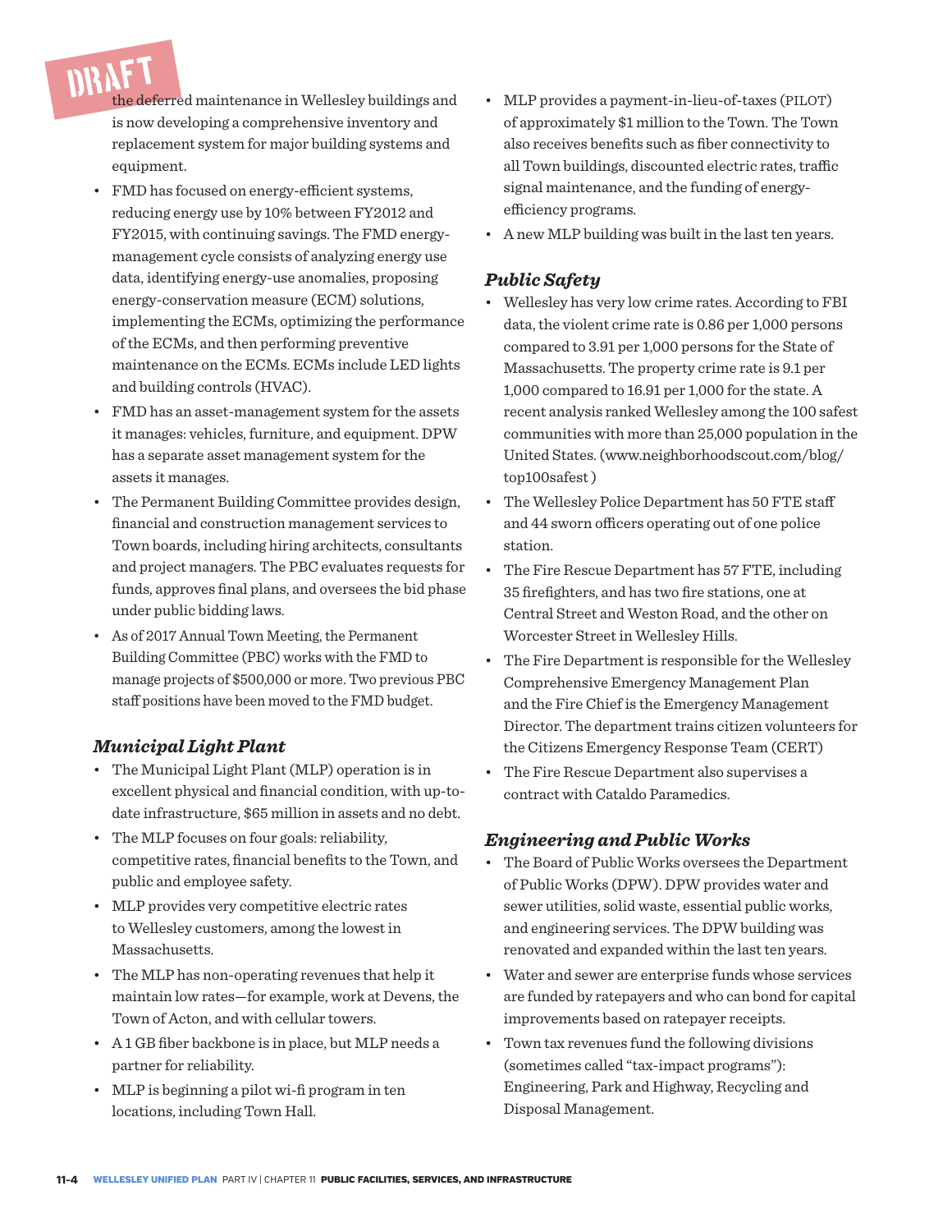the deferred maintenance in Wellesley buildings and is now developing a comprehensive inventory and replacement system for major building systems and equipment.

- FMD has focused on energy-efficient systems, reducing energy use by 10% between FY2012 and FY2015, with continuing savings. The FMD energy-management cycle consists of analyzing energy use data, identifying energy-use anomalies, proposing energy-conservation measure (ECM) solutions, implementing the ECMs, optimizing the performance of the ECMs, and then performing preventive maintenance on the ECMs. ECMs include LED lights and building controls (HVAC).
- FMD has an asset-management system for the assets it manages: vehicles, furniture, and equipment. DPW has a separate asset management system for the assets it manages.
- The Permanent Building Committee provides design, financial and construction management services to Town boards, including hiring architects, consultants and project managers. The PBC evaluates requests for funds, approves final plans, and oversees the bid phase under public bidding laws.
- As of 2017 Annual Town Meeting, the Permanent Building Committee (PBC) works with the FMD to manage projects of $500,000 or more. Two previous PBC staff positions have been moved to the FMD budget.

### *Municipal Light Plant*

- The Municipal Light Plant (MLP) operation is in excellent physical and financial condition, with up-to-date infrastructure, $65 million in assets and no debt.
- The MLP focuses on four goals: reliability, competitive rates, financial benefits to the Town, and public and employee safety.
- MLP provides very competitive electric rates to Wellesley customers, among the lowest in Massachusetts.
- The MLP has non-operating revenues that help it maintain low rates—for example, work at Devens, the Town of Acton, and with cellular towers.
- A 1 GB fiber backbone is in place, but MLP needs a partner for reliability.
- MLP is beginning a pilot wi-fi program in ten locations, including Town Hall.
- MLP provides a payment-in-lieu-of-taxes (PILOT) of approximately $1 million to the Town. The Town also receives benefits such as fiber connectivity to all Town buildings, discounted electric rates, traffic signal maintenance, and the funding of energy-efficiency programs.
- A new MLP building was built in the last ten years.

### *Public Safety*

- Wellesley has very low crime rates. According to FBI data, the violent crime rate is 0.86 per 1,000 persons compared to 3.91 per 1,000 persons for the State of Massachusetts. The property crime rate is 9.1 per 1,000 compared to 16.91 per 1,000 for the state. A recent analysis ranked Wellesley among the 100 safest communities with more than 25,000 population in the United States. (www.neighborhoodscout.com/blog/top100safest )
- The Wellesley Police Department has 50 FTE staff and 44 sworn officers operating out of one police station.
- The Fire Rescue Department has 57 FTE, including 35 firefighters, and has two fire stations, one at Central Street and Weston Road, and the other on Worcester Street in Wellesley Hills.
- The Fire Department is responsible for the Wellesley Comprehensive Emergency Management Plan and the Fire Chief is the Emergency Management Director. The department trains citizen volunteers for the Citizens Emergency Response Team (CERT)
- The Fire Rescue Department also supervises a contract with Cataldo Paramedics.

### *Engineering and Public Works*

- The Board of Public Works oversees the Department of Public Works (DPW). DPW provides water and sewer utilities, solid waste, essential public works, and engineering services. The DPW building was renovated and expanded within the last ten years.
- Water and sewer are enterprise funds whose services are funded by ratepayers and who can bond for capital improvements based on ratepayer receipts.
- Town tax revenues fund the following divisions (sometimes called "tax-impact programs"): Engineering, Park and Highway, Recycling and Disposal Management.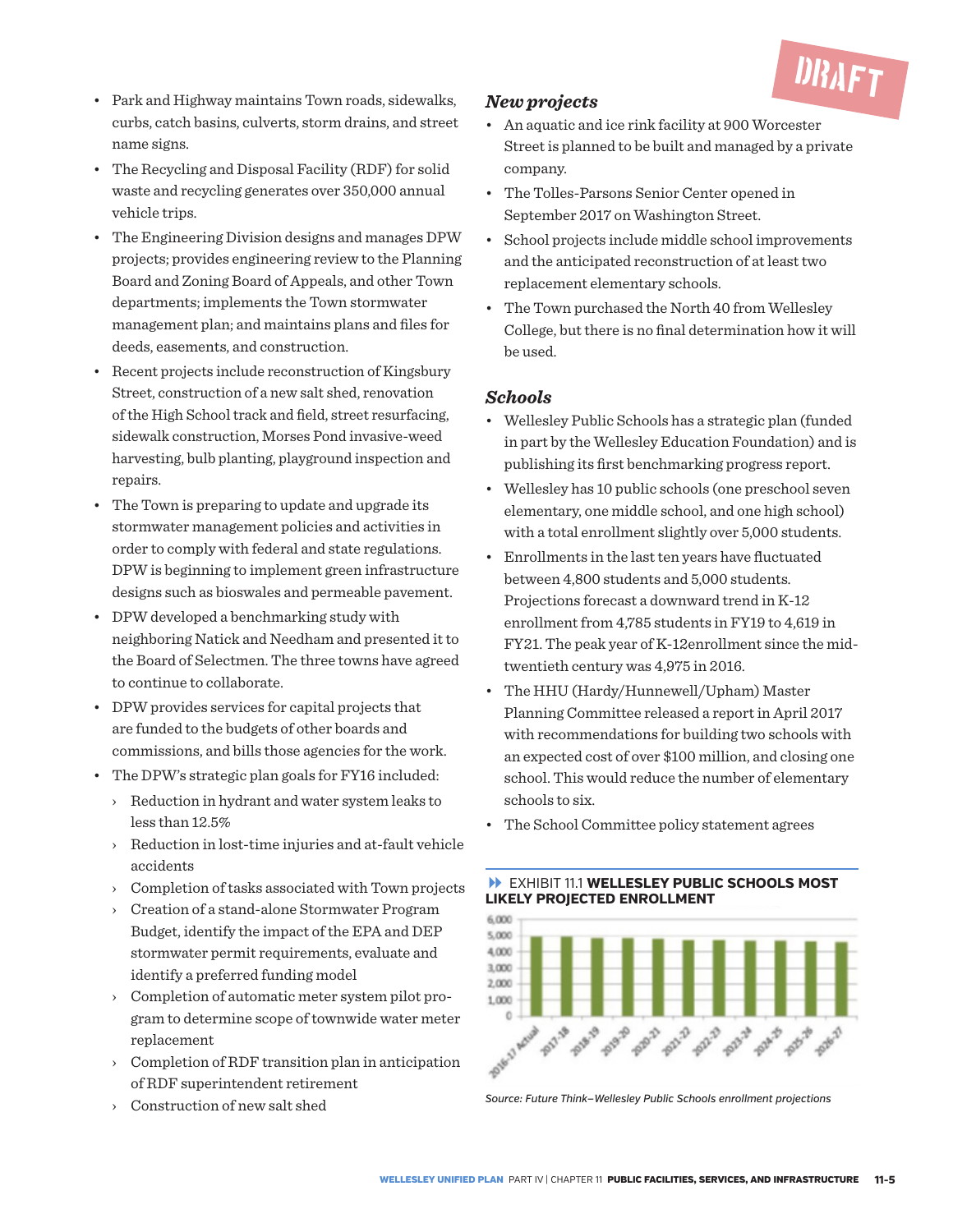- Park and Highway maintains Town roads, sidewalks, curbs, catch basins, culverts, storm drains, and street name signs.
- The Recycling and Disposal Facility (RDF) for solid waste and recycling generates over 350,000 annual vehicle trips.
- The Engineering Division designs and manages DPW projects; provides engineering review to the Planning Board and Zoning Board of Appeals, and other Town departments; implements the Town stormwater management plan; and maintains plans and files for deeds, easements, and construction.
- Recent projects include reconstruction of Kingsbury Street, construction of a new salt shed, renovation of the High School track and field, street resurfacing, sidewalk construction, Morses Pond invasive-weed harvesting, bulb planting, playground inspection and repairs.
- The Town is preparing to update and upgrade its stormwater management policies and activities in order to comply with federal and state regulations. DPW is beginning to implement green infrastructure designs such as bioswales and permeable pavement.
- DPW developed a benchmarking study with neighboring Natick and Needham and presented it to the Board of Selectmen. The three towns have agreed to continue to collaborate.
- DPW provides services for capital projects that are funded to the budgets of other boards and commissions, and bills those agencies for the work.
- The DPW's strategic plan goals for FY16 included:
  - Reduction in hydrant and water system leaks to less than 12.5%
  - Reduction in lost-time injuries and at-fault vehicle accidents
  - Completion of tasks associated with Town projects
  - Creation of a stand-alone Stormwater Program Budget, identify the impact of the EPA and DEP stormwater permit requirements, evaluate and identify a preferred funding model
  - Completion of automatic meter system pilot program to determine scope of townwide water meter replacement
  - Completion of RDF transition plan in anticipation of RDF superintendent retirement
  - Construction of new salt shed

### *New projects*

- An aquatic and ice rink facility at 900 Worcester Street is planned to be built and managed by a private company.
- The Tolles-Parsons Senior Center opened in September 2017 on Washington Street.
- School projects include middle school improvements and the anticipated reconstruction of at least two replacement elementary schools.
- The Town purchased the North 40 from Wellesley College, but there is no final determination how it will be used.

### *Schools*

- Wellesley Public Schools has a strategic plan (funded in part by the Wellesley Education Foundation) and is publishing its first benchmarking progress report.
- Wellesley has 10 public schools (one preschool seven elementary, one middle school, and one high school) with a total enrollment slightly over 5,000 students.
- Enrollments in the last ten years have fluctuated between 4,800 students and 5,000 students. Projections forecast a downward trend in K-12 enrollment from 4,785 students in FY19 to 4,619 in FY21. The peak year of K-12enrollment since the mid-twentieth century was 4,975 in 2016.
- The HHU (Hardy/Hunnewell/Upham) Master Planning Committee released a report in April 2017 with recommendations for building two schools with an expected cost of over $100 million, and closing one school. This would reduce the number of elementary schools to six.
- The School Committee policy statement agrees

EXHIBIT 11.1 **WELLESLEY PUBLIC SCHOOLS MOST LIKELY PROJECTED ENROLLMENT**

*Source: Future Think–Wellesley Public Schools enrollment projections*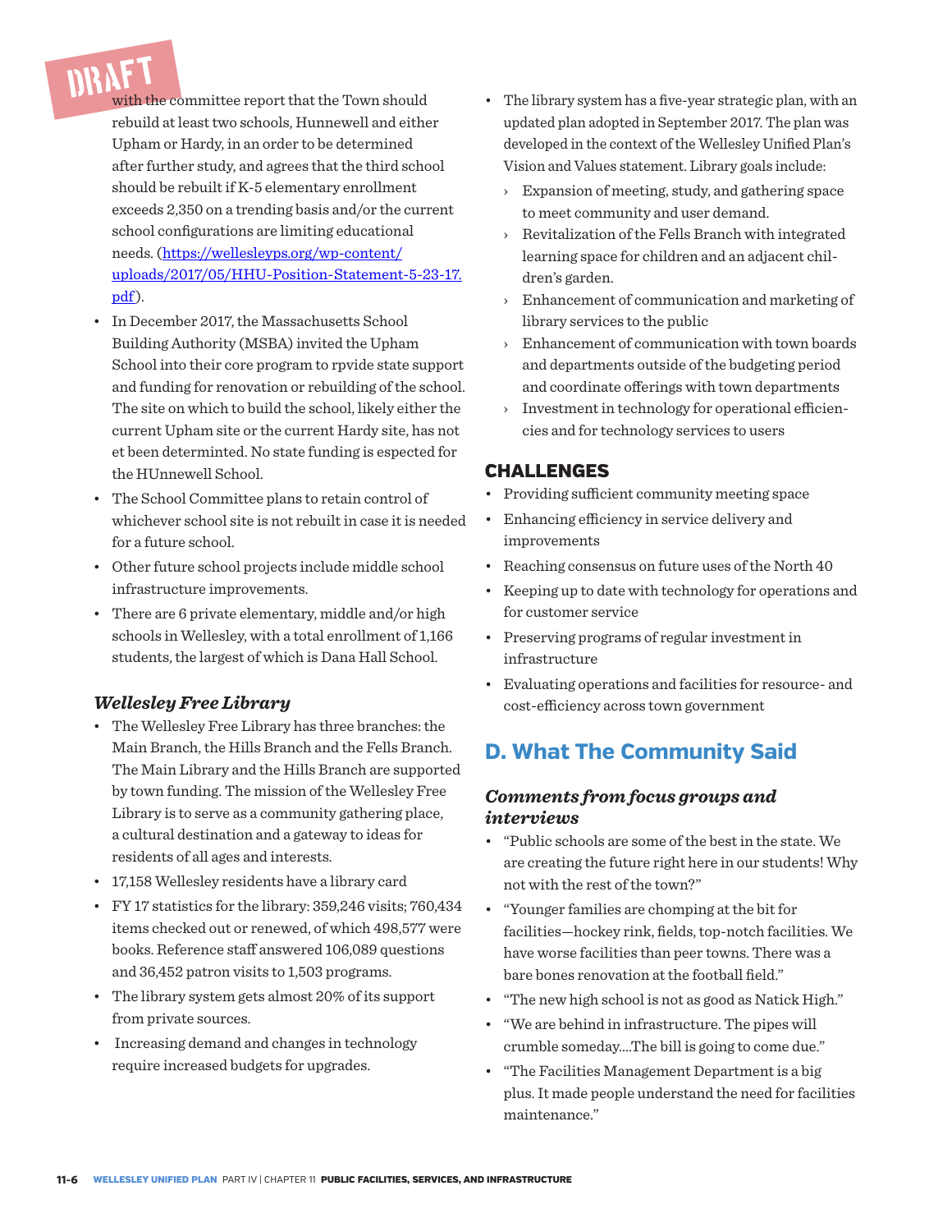with the committee report that the Town should rebuild at least two schools, Hunnewell and either Upham or Hardy, in an order to be determined after further study, and agrees that the third school should be rebuilt if K-5 elementary enrollment exceeds 2,350 on a trending basis and/or the current school configurations are limiting educational needs. ([https://wellesleyps.org/wp-content/uploads/2017/05/HHU-Position-Statement-5-23-17.pdf](https://wellesleyps.org/wp-content/uploads/2017/05/HHU-Position-Statement-5-23-17.pdf)).

- In December 2017, the Massachusetts School Building Authority (MSBA) invited the Upham School into their core program to rpvide state support and funding for renovation or rebuilding of the school. The site on which to build the school, likely either the current Upham site or the current Hardy site, has not et been determinted. No state funding is espected for the HUnnewell School.
- The School Committee plans to retain control of whichever school site is not rebuilt in case it is needed for a future school.
- Other future school projects include middle school infrastructure improvements.
- There are 6 private elementary, middle and/or high schools in Wellesley, with a total enrollment of 1,166 students, the largest of which is Dana Hall School.

### *Wellesley Free Library*

- The Wellesley Free Library has three branches: the Main Branch, the Hills Branch and the Fells Branch. The Main Library and the Hills Branch are supported by town funding. The mission of the Wellesley Free Library is to serve as a community gathering place, a cultural destination and a gateway to ideas for residents of all ages and interests.
- 17,158 Wellesley residents have a library card
- FY 17 statistics for the library: 359,246 visits; 760,434 items checked out or renewed, of which 498,577 were books. Reference staff answered 106,089 questions and 36,452 patron visits to 1,503 programs.
- The library system gets almost 20% of its support from private sources.
- Increasing demand and changes in technology require increased budgets for upgrades.
- The library system has a five-year strategic plan, with an updated plan adopted in September 2017. The plan was developed in the context of the Wellesley Unified Plan's Vision and Values statement. Library goals include:
  - Expansion of meeting, study, and gathering space to meet community and user demand.
  - Revitalization of the Fells Branch with integrated learning space for children and an adjacent children's garden.
  - Enhancement of communication and marketing of library services to the public
  - Enhancement of communication with town boards and departments outside of the budgeting period and coordinate offerings with town departments
  - Investment in technology for operational efficiencies and for technology services to users

### CHALLENGES

- Providing sufficient community meeting space
- Enhancing efficiency in service delivery and improvements
- Reaching consensus on future uses of the North 40
- Keeping up to date with technology for operations and for customer service
- Preserving programs of regular investment in infrastructure
- Evaluating operations and facilities for resource- and cost-efficiency across town government

## D. What The Community Said

### *Comments from focus groups and interviews*

- "Public schools are some of the best in the state. We are creating the future right here in our students! Why not with the rest of the town?"
- "Younger families are chomping at the bit for facilities—hockey rink, fields, top-notch facilities. We have worse facilities than peer towns. There was a bare bones renovation at the football field."
- "The new high school is not as good as Natick High."
- "We are behind in infrastructure. The pipes will crumble someday....The bill is going to come due."
- "The Facilities Management Department is a big plus. It made people understand the need for facilities maintenance."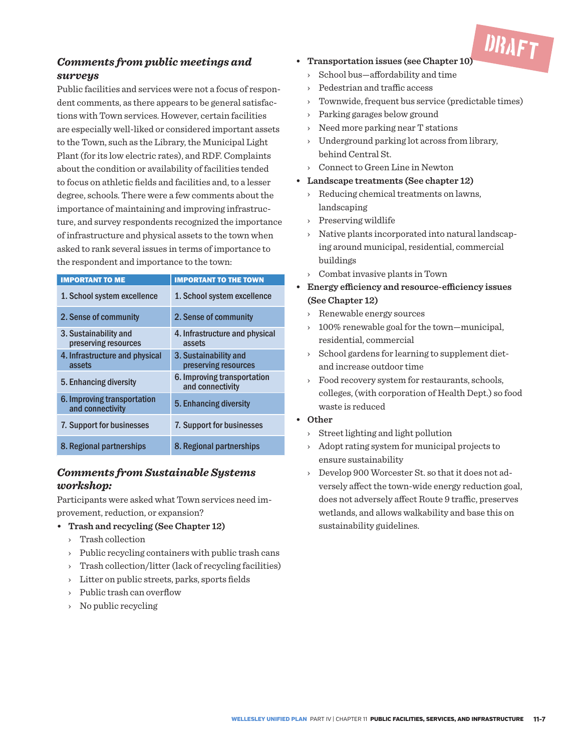### *Comments from public meetings and surveys*

Public facilities and services were not a focus of respondent comments, as there appears to be general satisfactions with Town services. However, certain facilities are especially well-liked or considered important assets to the Town, such as the Library, the Municipal Light Plant (for its low electric rates), and RDF. Complaints about the condition or availability of facilities tended to focus on athletic fields and facilities and, to a lesser degree, schools. There were a few comments about the importance of maintaining and improving infrastructure, and survey respondents recognized the importance of infrastructure and physical assets to the town when asked to rank several issues in terms of importance to the respondent and importance to the town:

| IMPORTANT TO ME | IMPORTANT TO THE TOWN |
|---|---|
| 1. School system excellence | 1. School system excellence |
| 2. Sense of community | 2. Sense of community |
| 3. Sustainability and preserving resources | 4. Infrastructure and physical assets |
| 4. Infrastructure and physical assets | 3. Sustainability and preserving resources |
| 5. Enhancing diversity | 6. Improving transportation and connectivity |
| 6. Improving transportation and connectivity | 5. Enhancing diversity |
| 7. Support for businesses | 7. Support for businesses |
| 8. Regional partnerships | 8. Regional partnerships |

### *Comments from Sustainable Systems workshop:*

Participants were asked what Town services need improvement, reduction, or expansion?

- **Trash and recycling (See Chapter 12)**
  - Trash collection
  - Public recycling containers with public trash cans
  - Trash collection/litter (lack of recycling facilities)
  - Litter on public streets, parks, sports fields
  - Public trash can overflow
  - No public recycling
- **Transportation issues (see Chapter 10)**
  - School bus—affordability and time
  - Pedestrian and traffic access
  - Townwide, frequent bus service (predictable times)
  - Parking garages below ground
  - Need more parking near T stations
  - Underground parking lot across from library, behind Central St.
  - Connect to Green Line in Newton
- **Landscape treatments (See chapter 12)**
  - Reducing chemical treatments on lawns, landscaping
  - Preserving wildlife
  - Native plants incorporated into natural landscaping around municipal, residential, commercial buildings
  - Combat invasive plants in Town
- **Energy efficiency and resource-efficiency issues (See Chapter 12)**
  - Renewable energy sources
  - 100% renewable goal for the town—municipal, residential, commercial
  - School gardens for learning to supplement diet- and increase outdoor time
  - Food recovery system for restaurants, schools, colleges, (with corporation of Health Dept.) so food waste is reduced
- **Other**
  - Street lighting and light pollution
  - Adopt rating system for municipal projects to ensure sustainability
  - Develop 900 Worcester St. so that it does not adversely affect the town-wide energy reduction goal, does not adversely affect Route 9 traffic, preserves wetlands, and allows walkability and base this on sustainability guidelines.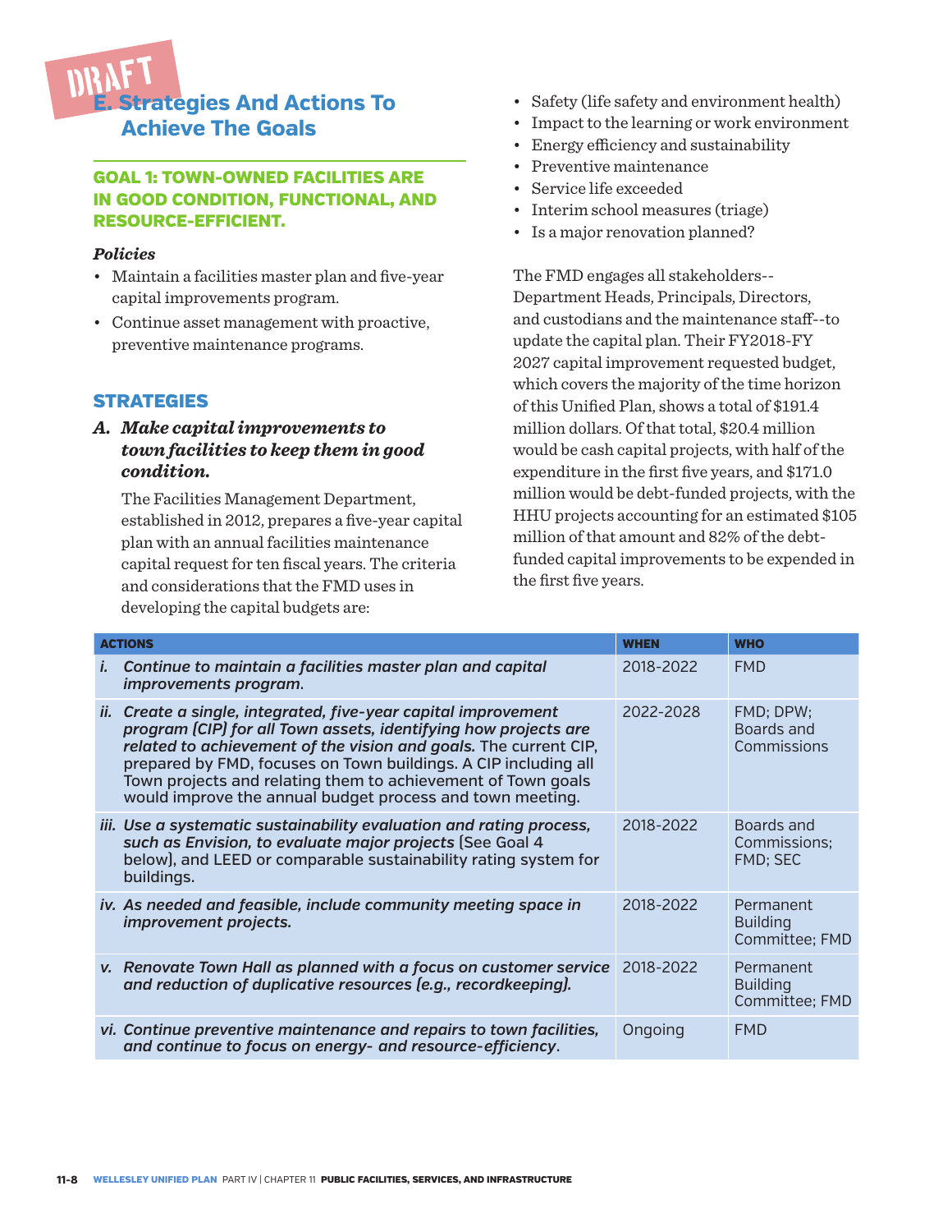DRAFT

## E. Strategies And Actions To Achieve The Goals

### GOAL 1: TOWN-OWNED FACILITIES ARE IN GOOD CONDITION, FUNCTIONAL, AND RESOURCE-EFFICIENT.

***Policies***

- Maintain a facilities master plan and five-year capital improvements program.
- Continue asset management with proactive, preventive maintenance programs.

### STRATEGIES

***A. Make capital improvements to town facilities to keep them in good condition.***

The Facilities Management Department, established in 2012, prepares a five-year capital plan with an annual facilities maintenance capital request for ten fiscal years. The criteria and considerations that the FMD uses in developing the capital budgets are:

- Safety (life safety and environment health)
- Impact to the learning or work environment
- Energy efficiency and sustainability
- Preventive maintenance
- Service life exceeded
- Interim school measures (triage)
- Is a major renovation planned?

The FMD engages all stakeholders--Department Heads, Principals, Directors, and custodians and the maintenance staff--to update the capital plan. Their FY2018-FY 2027 capital improvement requested budget, which covers the majority of the time horizon of this Unified Plan, shows a total of $191.4 million dollars. Of that total, $20.4 million would be cash capital projects, with half of the expenditure in the first five years, and $171.0 million would be debt-funded projects, with the HHU projects accounting for an estimated $105 million of that amount and 82% of the debt-funded capital improvements to be expended in the first five years.

| ACTIONS | WHEN | WHO |
|---|---|---|
| *i. **Continue to maintain a facilities master plan and capital improvements program.*** | 2018-2022 | FMD |
| *ii. **Create a single, integrated, five-year capital improvement program (CIP) for all Town assets, identifying how projects are related to achievement of the vision and goals.*** The current CIP, prepared by FMD, focuses on Town buildings. A CIP including all Town projects and relating them to achievement of Town goals would improve the annual budget process and town meeting. | 2022-2028 | FMD; DPW; Boards and Commissions |
| *iii. **Use a systematic sustainability evaluation and rating process, such as Envision, to evaluate major projects*** [See Goal 4 below], and LEED or comparable sustainability rating system for buildings. | 2018-2022 | Boards and Commissions; FMD; SEC |
| *iv. **As needed and feasible, include community meeting space in improvement projects.*** | 2018-2022 | Permanent Building Committee; FMD |
| *v. **Renovate Town Hall as planned with a focus on customer service and reduction of duplicative resources (e.g., recordkeeping).*** | 2018-2022 | Permanent Building Committee; FMD |
| *vi. **Continue preventive maintenance and repairs to town facilities, and continue to focus on energy- and resource-efficiency.*** | Ongoing | FMD |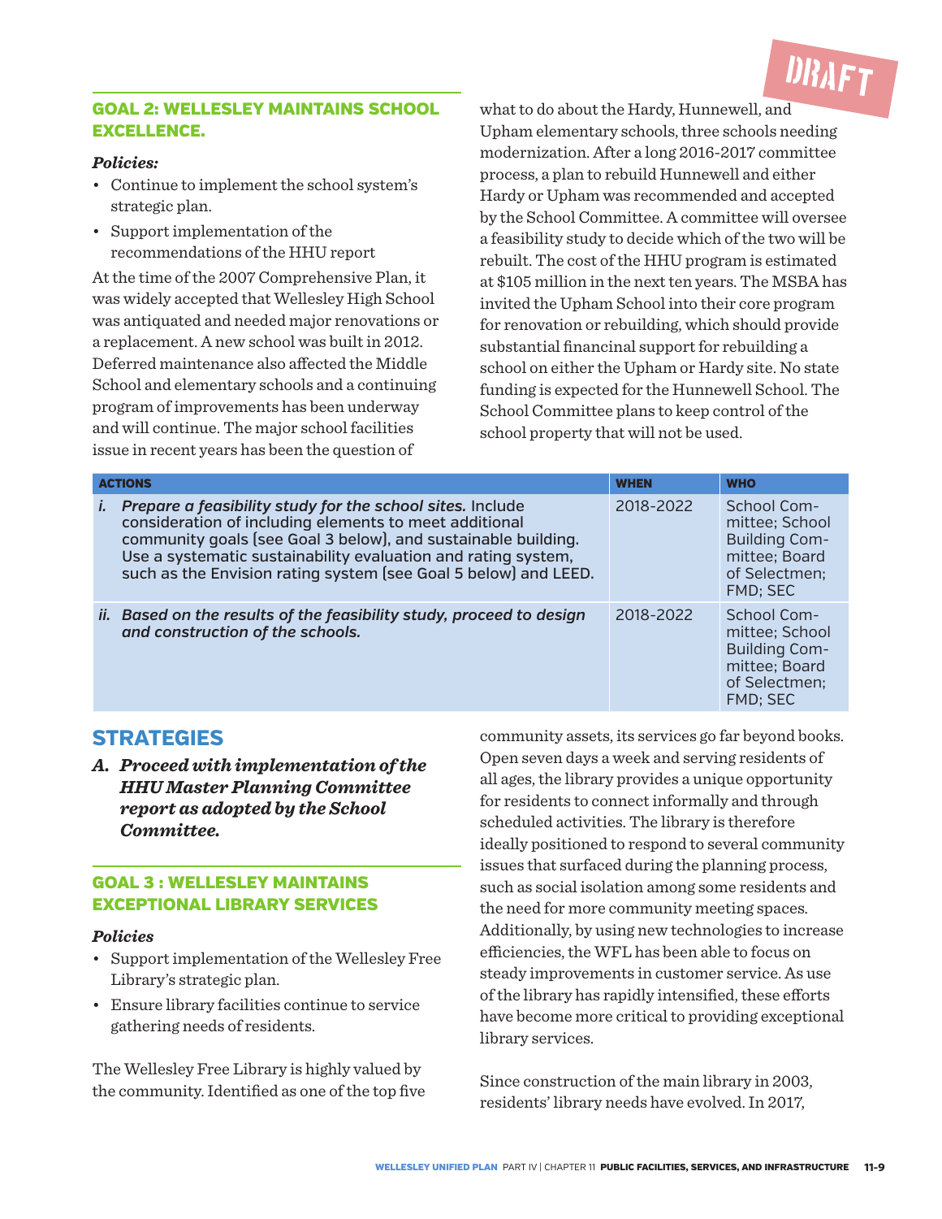### GOAL 2: WELLESLEY MAINTAINS SCHOOL EXCELLENCE.

***Policies:***

- Continue to implement the school system's strategic plan.
- Support implementation of the recommendations of the HHU report

At the time of the 2007 Comprehensive Plan, it was widely accepted that Wellesley High School was antiquated and needed major renovations or a replacement. A new school was built in 2012. Deferred maintenance also affected the Middle School and elementary schools and a continuing program of improvements has been underway and will continue. The major school facilities issue in recent years has been the question of what to do about the Hardy, Hunnewell, and Upham elementary schools, three schools needing modernization. After a long 2016-2017 committee process, a plan to rebuild Hunnewell and either Hardy or Upham was recommended and accepted by the School Committee. A committee will oversee a feasibility study to decide which of the two will be rebuilt. The cost of the HHU program is estimated at $105 million in the next ten years. The MSBA has invited the Upham School into their core program for renovation or rebuilding, which should provide substantial financial support for rebuilding a school on either the Upham or Hardy site. No state funding is expected for the Hunnewell School. The School Committee plans to keep control of the school property that will not be used.

| ACTIONS | WHEN | WHO |
|---|---|---|
| *i.* ***Prepare a feasibility study for the school sites.*** Include consideration of including elements to meet additional community goals (see Goal 3 below), and sustainable building. Use a systematic sustainability evaluation and rating system, such as the Envision rating system (see Goal 5 below) and LEED. | 2018-2022 | School Committee; School Building Committee; Board of Selectmen; FMD; SEC |
| *ii.* ***Based on the results of the feasibility study, proceed to design and construction of the schools.*** | 2018-2022 | School Committee; School Building Committee; Board of Selectmen; FMD; SEC |

## STRATEGIES

***A. Proceed with implementation of the HHU Master Planning Committee report as adopted by the School Committee.***

### GOAL 3 : WELLESLEY MAINTAINS EXCEPTIONAL LIBRARY SERVICES

***Policies***

- Support implementation of the Wellesley Free Library's strategic plan.
- Ensure library facilities continue to service gathering needs of residents.

The Wellesley Free Library is highly valued by the community. Identified as one of the top five community assets, its services go far beyond books. Open seven days a week and serving residents of all ages, the library provides a unique opportunity for residents to connect informally and through scheduled activities. The library is therefore ideally positioned to respond to several community issues that surfaced during the planning process, such as social isolation among some residents and the need for more community meeting spaces. Additionally, by using new technologies to increase efficiencies, the WFL has been able to focus on steady improvements in customer service. As use of the library has rapidly intensified, these efforts have become more critical to providing exceptional library services.

Since construction of the main library in 2003, residents' library needs have evolved. In 2017,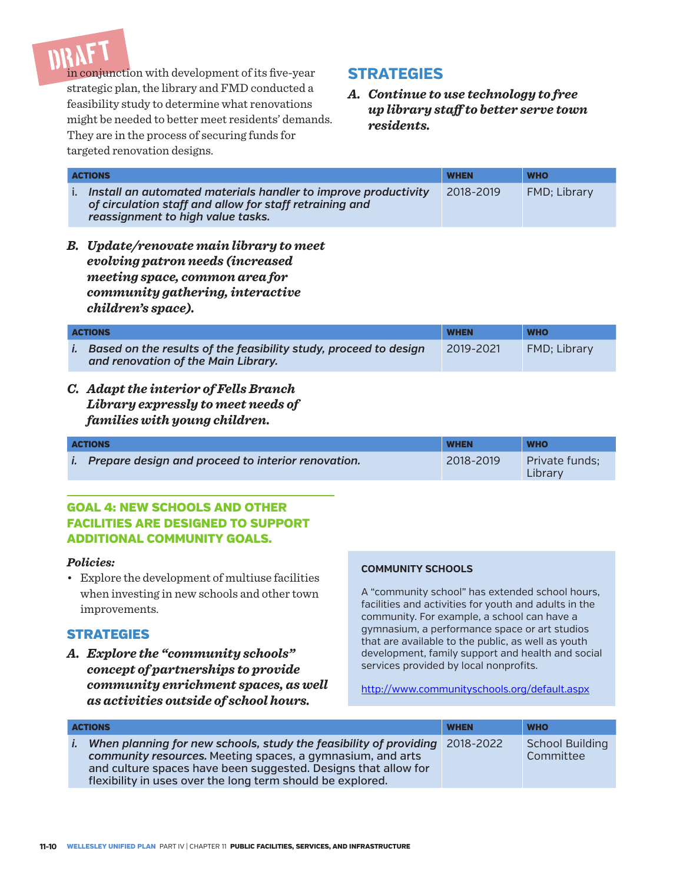DRAFT

in conjunction with development of its five-year strategic plan, the library and FMD conducted a feasibility study to determine what renovations might be needed to better meet residents' demands. They are in the process of securing funds for targeted renovation designs.

## STRATEGIES

### *A. Continue to use technology to free up library staff to better serve town residents.*

| ACTIONS | WHEN | WHO |
|---|---|---|
| i. ***Install an automated materials handler to improve productivity of circulation staff and allow for staff retraining and reassignment to high value tasks.*** | 2018-2019 | FMD; Library |

### *B. Update/renovate main library to meet evolving patron needs (increased meeting space, common area for community gathering, interactive children's space).*

| ACTIONS | WHEN | WHO |
|---|---|---|
| *i.* ***Based on the results of the feasibility study, proceed to design and renovation of the Main Library.*** | 2019-2021 | FMD; Library |

### *C. Adapt the interior of Fells Branch Library expressly to meet needs of families with young children.*

| ACTIONS | WHEN | WHO |
|---|---|---|
| *i.* ***Prepare design and proceed to interior renovation.*** | 2018-2019 | Private funds; Library |

## GOAL 4: NEW SCHOOLS AND OTHER FACILITIES ARE DESIGNED TO SUPPORT ADDITIONAL COMMUNITY GOALS.

***Policies:***

- Explore the development of multiuse facilities when investing in new schools and other town improvements.

## STRATEGIES

### *A. Explore the "community schools" concept of partnerships to provide community enrichment spaces, as well as activities outside of school hours.*

**COMMUNITY SCHOOLS**

A "community school" has extended school hours, facilities and activities for youth and adults in the community. For example, a school can have a gymnasium, a performance space or art studios that are available to the public, as well as youth development, family support and health and social services provided by local nonprofits.

http://www.communityschools.org/default.aspx

| ACTIONS | WHEN | WHO |
|---|---|---|
| *i.* ***When planning for new schools, study the feasibility of providing community resources.*** Meeting spaces, a gymnasium, and arts and culture spaces have been suggested. Designs that allow for flexibility in uses over the long term should be explored. | 2018-2022 | School Building Committee |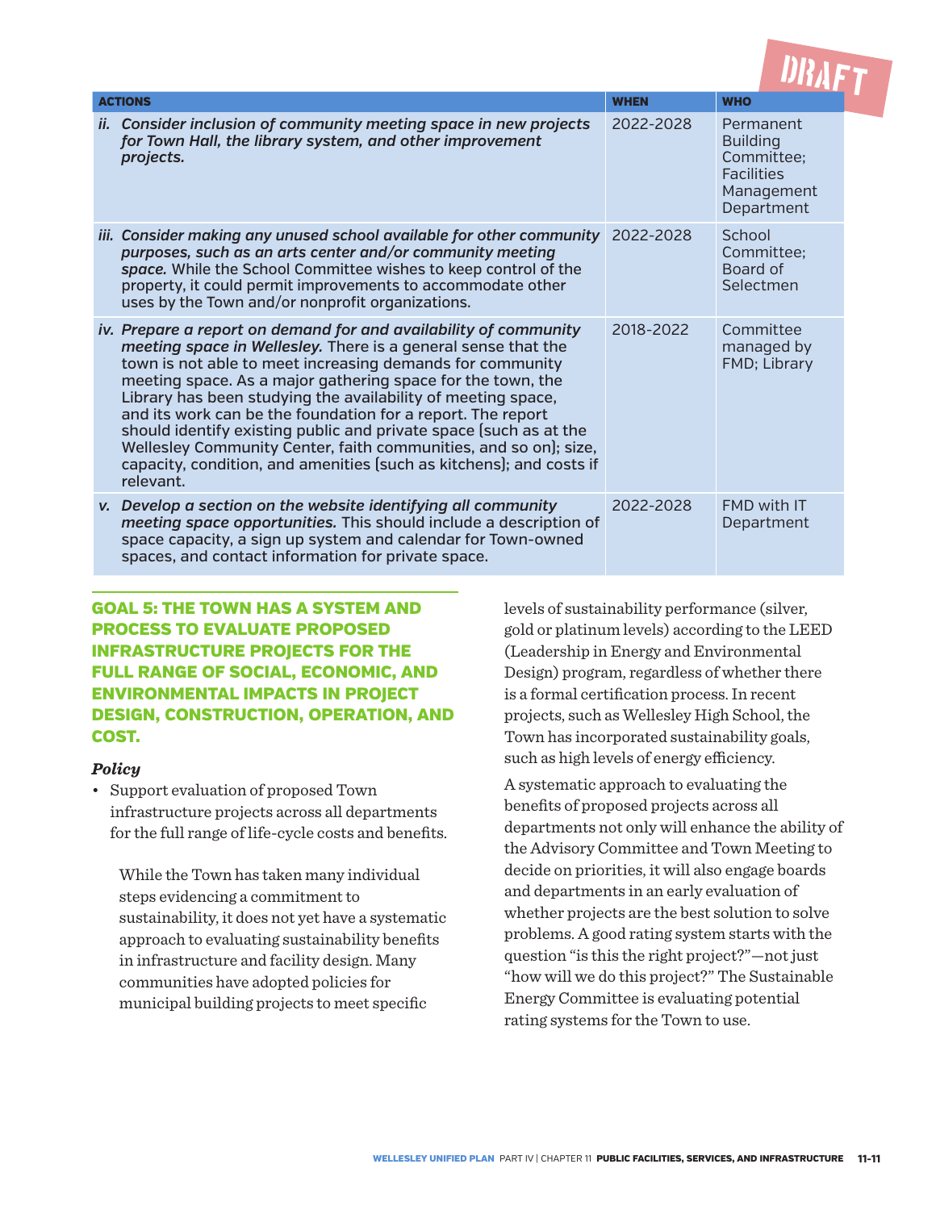| ACTIONS | WHEN | WHO |
|---|---|---|
| ii. ***Consider inclusion of community meeting space in new projects for Town Hall, the library system, and other improvement projects.*** | 2022-2028 | Permanent Building Committee; Facilities Management Department |
| iii. ***Consider making any unused school available for other community purposes, such as an arts center and/or community meeting space.*** While the School Committee wishes to keep control of the property, it could permit improvements to accommodate other uses by the Town and/or nonprofit organizations. | 2022-2028 | School Committee; Board of Selectmen |
| iv. ***Prepare a report on demand for and availability of community meeting space in Wellesley.*** There is a general sense that the town is not able to meet increasing demands for community meeting space. As a major gathering space for the town, the Library has been studying the availability of meeting space, and its work can be the foundation for a report. The report should identify existing public and private space (such as at the Wellesley Community Center, faith communities, and so on); size, capacity, condition, and amenities (such as kitchens); and costs if relevant. | 2018-2022 | Committee managed by FMD; Library |
| v. ***Develop a section on the website identifying all community meeting space opportunities.*** This should include a description of space capacity, a sign up system and calendar for Town-owned spaces, and contact information for private space. | 2022-2028 | FMD with IT Department |

## GOAL 5: THE TOWN HAS A SYSTEM AND PROCESS TO EVALUATE PROPOSED INFRASTRUCTURE PROJECTS FOR THE FULL RANGE OF SOCIAL, ECONOMIC, AND ENVIRONMENTAL IMPACTS IN PROJECT DESIGN, CONSTRUCTION, OPERATION, AND COST.

### *Policy*

- Support evaluation of proposed Town infrastructure projects across all departments for the full range of life-cycle costs and benefits.

While the Town has taken many individual steps evidencing a commitment to sustainability, it does not yet have a systematic approach to evaluating sustainability benefits in infrastructure and facility design. Many communities have adopted policies for municipal building projects to meet specific levels of sustainability performance (silver, gold or platinum levels) according to the LEED (Leadership in Energy and Environmental Design) program, regardless of whether there is a formal certification process. In recent projects, such as Wellesley High School, the Town has incorporated sustainability goals, such as high levels of energy efficiency.

A systematic approach to evaluating the benefits of proposed projects across all departments not only will enhance the ability of the Advisory Committee and Town Meeting to decide on priorities, it will also engage boards and departments in an early evaluation of whether projects are the best solution to solve problems. A good rating system starts with the question "is this the right project?"—not just "how will we do this project?" The Sustainable Energy Committee is evaluating potential rating systems for the Town to use.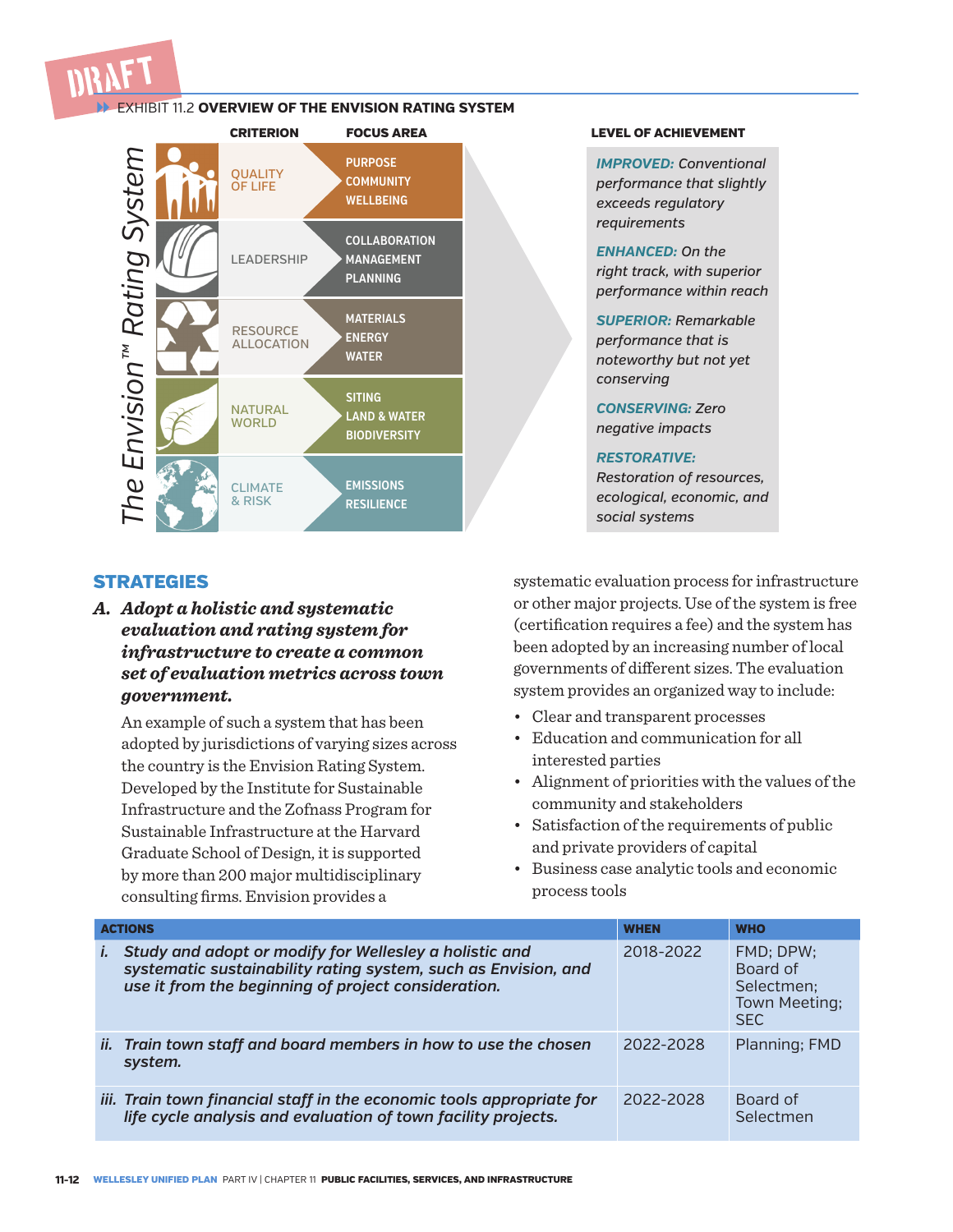DRAFT

EXHIBIT 11.2 **OVERVIEW OF THE ENVISION RATING SYSTEM**

*The Envision™ Rating System*

| CRITERION | FOCUS AREA |
|---|---|
| QUALITY OF LIFE | PURPOSE<br>COMMUNITY<br>WELLBEING |
| LEADERSHIP | COLLABORATION<br>MANAGEMENT<br>PLANNING |
| RESOURCE ALLOCATION | MATERIALS<br>ENERGY<br>WATER |
| NATURAL WORLD | SITING<br>LAND & WATER<br>BIODIVERSITY |
| CLIMATE & RISK | EMISSIONS<br>RESILIENCE |

**LEVEL OF ACHIEVEMENT**

***IMPROVED:*** *Conventional performance that slightly exceeds regulatory requirements*

***ENHANCED:*** *On the right track, with superior performance within reach*

***SUPERIOR:*** *Remarkable performance that is noteworthy but not yet conserving*

***CONSERVING:*** *Zero negative impacts*

***RESTORATIVE:*** *Restoration of resources, ecological, economic, and social systems*

## STRATEGIES

### *A. Adopt a holistic and systematic evaluation and rating system for infrastructure to create a common set of evaluation metrics across town government.*

An example of such a system that has been adopted by jurisdictions of varying sizes across the country is the Envision Rating System. Developed by the Institute for Sustainable Infrastructure and the Zofnass Program for Sustainable Infrastructure at the Harvard Graduate School of Design, it is supported by more than 200 major multidisciplinary consulting firms. Envision provides a systematic evaluation process for infrastructure or other major projects. Use of the system is free (certification requires a fee) and the system has been adopted by an increasing number of local governments of different sizes. The evaluation system provides an organized way to include:

- Clear and transparent processes
- Education and communication for all interested parties
- Alignment of priorities with the values of the community and stakeholders
- Satisfaction of the requirements of public and private providers of capital
- Business case analytic tools and economic process tools

| ACTIONS | WHEN | WHO |
|---|---|---|
| *i. Study and adopt or modify for Wellesley a holistic and systematic sustainability rating system, such as Envision, and use it from the beginning of project consideration.* | 2018-2022 | FMD; DPW; Board of Selectmen; Town Meeting; SEC |
| *ii. Train town staff and board members in how to use the chosen system.* | 2022-2028 | Planning; FMD |
| *iii. Train town financial staff in the economic tools appropriate for life cycle analysis and evaluation of town facility projects.* | 2022-2028 | Board of Selectmen |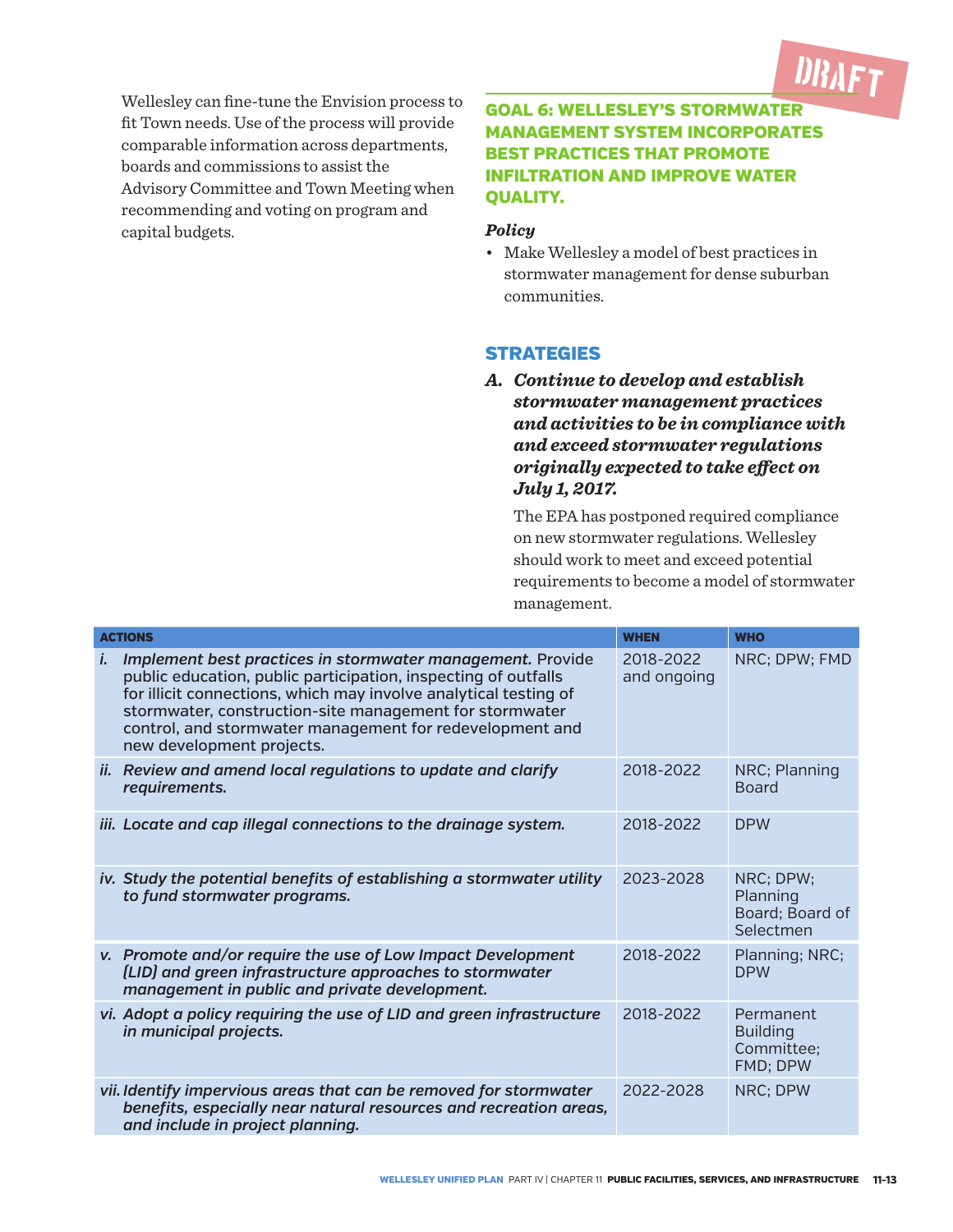Wellesley can fine-tune the Envision process to fit Town needs. Use of the process will provide comparable information across departments, boards and commissions to assist the Advisory Committee and Town Meeting when recommending and voting on program and capital budgets.

DRAFT

## GOAL 6: WELLESLEY'S STORMWATER MANAGEMENT SYSTEM INCORPORATES BEST PRACTICES THAT PROMOTE INFILTRATION AND IMPROVE WATER QUALITY.

***Policy***

- Make Wellesley a model of best practices in stormwater management for dense suburban communities.

### STRATEGIES

***A. Continue to develop and establish stormwater management practices and activities to be in compliance with and exceed stormwater regulations originally expected to take effect on July 1, 2017.***

The EPA has postponed required compliance on new stormwater regulations. Wellesley should work to meet and exceed potential requirements to become a model of stormwater management.

| ACTIONS | WHEN | WHO |
|---|---|---|
| *i.* ***Implement best practices in stormwater management.*** Provide public education, public participation, inspecting of outfalls for illicit connections, which may involve analytical testing of stormwater, construction-site management for stormwater control, and stormwater management for redevelopment and new development projects. | 2018-2022 and ongoing | NRC; DPW; FMD |
| ***ii. Review and amend local regulations to update and clarify requirements.*** | 2018-2022 | NRC; Planning Board |
| ***iii. Locate and cap illegal connections to the drainage system.*** | 2018-2022 | DPW |
| ***iv. Study the potential benefits of establishing a stormwater utility to fund stormwater programs.*** | 2023-2028 | NRC; DPW; Planning Board; Board of Selectmen |
| ***v. Promote and/or require the use of Low Impact Development (LID) and green infrastructure approaches to stormwater management in public and private development.*** | 2018-2022 | Planning; NRC; DPW |
| ***vi. Adopt a policy requiring the use of LID and green infrastructure in municipal projects.*** | 2018-2022 | Permanent Building Committee; FMD; DPW |
| ***vii. Identify impervious areas that can be removed for stormwater benefits, especially near natural resources and recreation areas, and include in project planning.*** | 2022-2028 | NRC; DPW |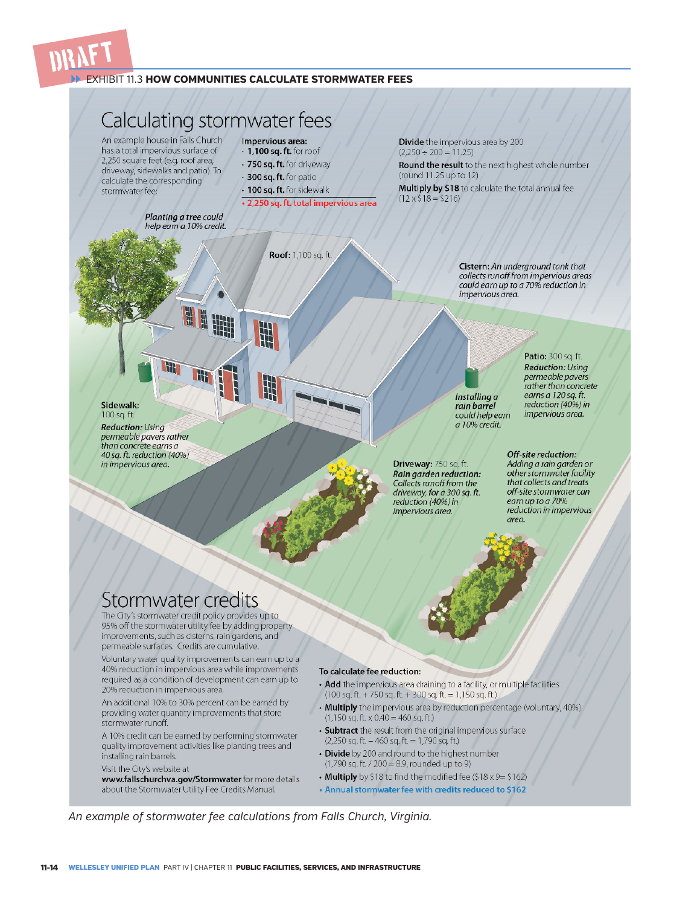DRAFT

EXHIBIT 11.3 **HOW COMMUNITIES CALCULATE STORMWATER FEES**

# Calculating stormwater fees

An example house in Falls Church has a total impervious surface of 2,250 square feet (e.g. roof area, driveway, sidewalks and patio). To calculate the corresponding stormwater fee:

**Impervious area:**

- **1,100 sq. ft.** for roof
- **750 sq. ft.** for driveway
- **300 sq. ft.** for patio
- **100 sq. ft.** for sidewalk
- **2,250 sq. ft. total impervious area**

**Divide** the impervious area by 200 (2,250 ÷ 200 = 11.25)

**Round the result** to the next highest whole number (round 11.25 up to 12)

**Multiply by $18** to calculate the total annual fee (12 x $18 = $216)

*Planting a tree could help earn a 10% credit.*

**Roof:** 1,100 sq. ft.

**Cistern:** *An underground tank that collects runoff from impervious areas could earn up to a 70% reduction in impervious area.*

**Patio:** 300 sq. ft.
***Reduction:*** *Using permeable pavers rather than concrete earns a 120 sq. ft. reduction (40%) in impervious area.*

***Installing a rain barrel*** *could help earn a 10% credit.*

**Sidewalk:** 100 sq. ft.
***Reduction:*** *Using permeable pavers rather than concrete earns a 40 sq. ft. reduction (40%) in impervious area.*

**Driveway:** 750 sq. ft.
***Rain garden reduction:*** *Collects runoff from the driveway, for a 300 sq. ft. reduction (40%) in impervious area.*

***Off-site reduction:*** *Adding a rain garden or other stormwater facility that collects and treats off-site stormwater can earn up to a 70% reduction in impervious area.*

# Stormwater credits

The City's stormwater credit policy provides up to 95% off the stormwater utility fee by adding property improvements, such as cisterns, rain gardens, and permeable surfaces. Credits are cumulative.

Voluntary water quality improvements can earn up to a 40% reduction in impervious area while improvements required as a condition of development can earn up to 20% reduction in impervious area.

An additional 10% to 30% percent can be earned by providing water quantity improvements that store stormwater runoff.

A 10% credit can be earned by performing stormwater quality improvement activities like planting trees and installing rain barrels.

Visit the City's website at **www.fallschurchva.gov/Stormwater** for more details about the Stormwater Utility Fee Credits Manual.

**To calculate fee reduction:**

- **Add** the impervious area draining to a facility, or multiple facilities (100 sq. ft. + 750 sq. ft. + 300 sq. ft. = 1,150 sq. ft.)
- **Multiply** the impervious area by reduction percentage (voluntary, 40%) (1,150 sq. ft. x 0.40 = 460 sq. ft.)
- **Subtract** the result from the original impervious surface (2,250 sq. ft. – 460 sq. ft. = 1,790 sq. ft.)
- **Divide** by 200 and round to the highest number (1,790 sq. ft. / 200 = 8.9, rounded up to 9)
- **Multiply** by $18 to find the modified fee ($18 x 9= $162)
- **Annual stormwater fee with credits reduced to $162**

*An example of stormwater fee calculations from Falls Church, Virginia.*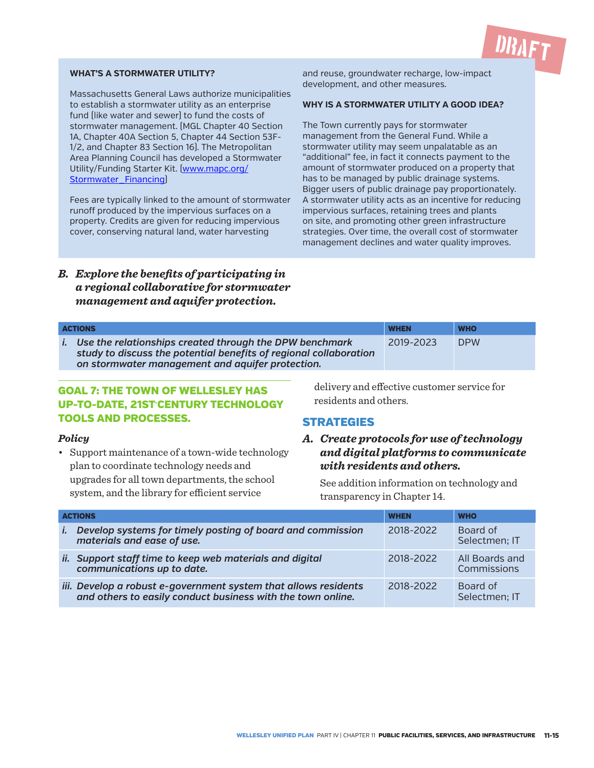DRAFT

**WHAT'S A STORMWATER UTILITY?**

Massachusetts General Laws authorize municipalities to establish a stormwater utility as an enterprise fund (like water and sewer) to fund the costs of stormwater management. (MGL Chapter 40 Section 1A, Chapter 40A Section 5, Chapter 44 Section 53F-1/2, and Chapter 83 Section 16). The Metropolitan Area Planning Council has developed a Stormwater Utility/Funding Starter Kit. (www.mapc.org/Stormwater_Financing)

Fees are typically linked to the amount of stormwater runoff produced by the impervious surfaces on a property. Credits are given for reducing impervious cover, conserving natural land, water harvesting and reuse, groundwater recharge, low-impact development, and other measures.

**WHY IS A STORMWATER UTILITY A GOOD IDEA?**

The Town currently pays for stormwater management from the General Fund. While a stormwater utility may seem unpalatable as an "additional" fee, in fact it connects payment to the amount of stormwater produced on a property that has to be managed by public drainage systems. Bigger users of public drainage pay proportionately. A stormwater utility acts as an incentive for reducing impervious surfaces, retaining trees and plants on site, and promoting other green infrastructure strategies. Over time, the overall cost of stormwater management declines and water quality improves.

### B. *Explore the benefits of participating in a regional collaborative for stormwater management and aquifer protection.*

| ACTIONS | WHEN | WHO |
|---|---|---|
| *i. Use the relationships created through the DPW benchmark study to discuss the potential benefits of regional collaboration on stormwater management and aquifer protection.* | 2019-2023 | DPW |

## GOAL 7: THE TOWN OF WELLESLEY HAS UP-TO-DATE, 21ST-CENTURY TECHNOLOGY TOOLS AND PROCESSES.

***Policy***

- Support maintenance of a town-wide technology plan to coordinate technology needs and upgrades for all town departments, the school system, and the library for efficient service delivery and effective customer service for residents and others.

## STRATEGIES

### A. *Create protocols for use of technology and digital platforms to communicate with residents and others.*

See addition information on technology and transparency in Chapter 14.

| ACTIONS | WHEN | WHO |
|---|---|---|
| *i. Develop systems for timely posting of board and commission materials and ease of use.* | 2018-2022 | Board of Selectmen; IT |
| *ii. Support staff time to keep web materials and digital communications up to date.* | 2018-2022 | All Boards and Commissions |
| *iii. Develop a robust e-government system that allows residents and others to easily conduct business with the town online.* | 2018-2022 | Board of Selectmen; IT |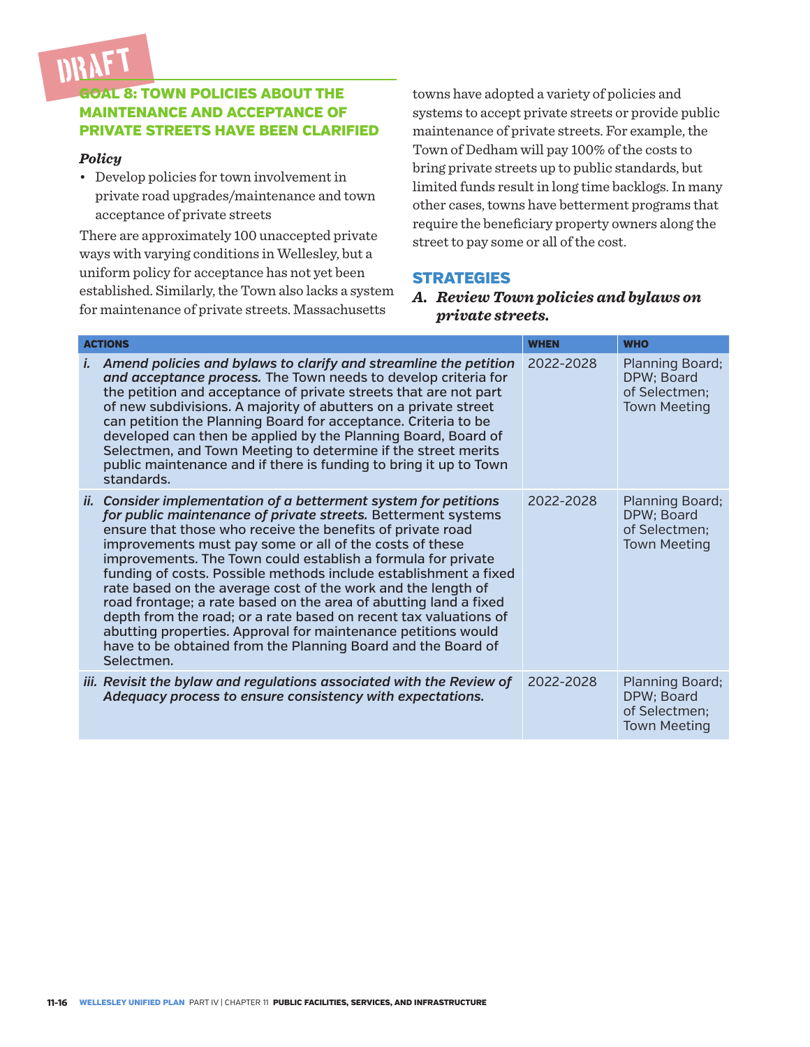DRAFT

## GOAL 8: TOWN POLICIES ABOUT THE MAINTENANCE AND ACCEPTANCE OF PRIVATE STREETS HAVE BEEN CLARIFIED

***Policy***

- Develop policies for town involvement in private road upgrades/maintenance and town acceptance of private streets

There are approximately 100 unaccepted private ways with varying conditions in Wellesley, but a uniform policy for acceptance has not yet been established. Similarly, the Town also lacks a system for maintenance of private streets. Massachusetts towns have adopted a variety of policies and systems to accept private streets or provide public maintenance of private streets. For example, the Town of Dedham will pay 100% of the costs to bring private streets up to public standards, but limited funds result in long time backlogs. In many other cases, towns have betterment programs that require the beneficiary property owners along the street to pay some or all of the cost.

## STRATEGIES

### *A. Review Town policies and bylaws on private streets.*

| ACTIONS | WHEN | WHO |
|---|---|---|
| *i.* ***Amend policies and bylaws to clarify and streamline the petition and acceptance process.*** The Town needs to develop criteria for the petition and acceptance of private streets that are not part of new subdivisions. A majority of abutters on a private street can petition the Planning Board for acceptance. Criteria to be developed can then be applied by the Planning Board, Board of Selectmen, and Town Meeting to determine if the street merits public maintenance and if there is funding to bring it up to Town standards. | 2022-2028 | Planning Board; DPW; Board of Selectmen; Town Meeting |
| *ii.* ***Consider implementation of a betterment system for petitions for public maintenance of private streets.*** Betterment systems ensure that those who receive the benefits of private road improvements must pay some or all of the costs of these improvements. The Town could establish a formula for private funding of costs. Possible methods include establishment a fixed rate based on the average cost of the work and the length of road frontage; a rate based on the area of abutting land a fixed depth from the road; or a rate based on recent tax valuations of abutting properties. Approval for maintenance petitions would have to be obtained from the Planning Board and the Board of Selectmen. | 2022-2028 | Planning Board; DPW; Board of Selectmen; Town Meeting |
| *iii.* ***Revisit the bylaw and regulations associated with the Review of Adequacy process to ensure consistency with expectations.*** | 2022-2028 | Planning Board; DPW; Board of Selectmen; Town Meeting |